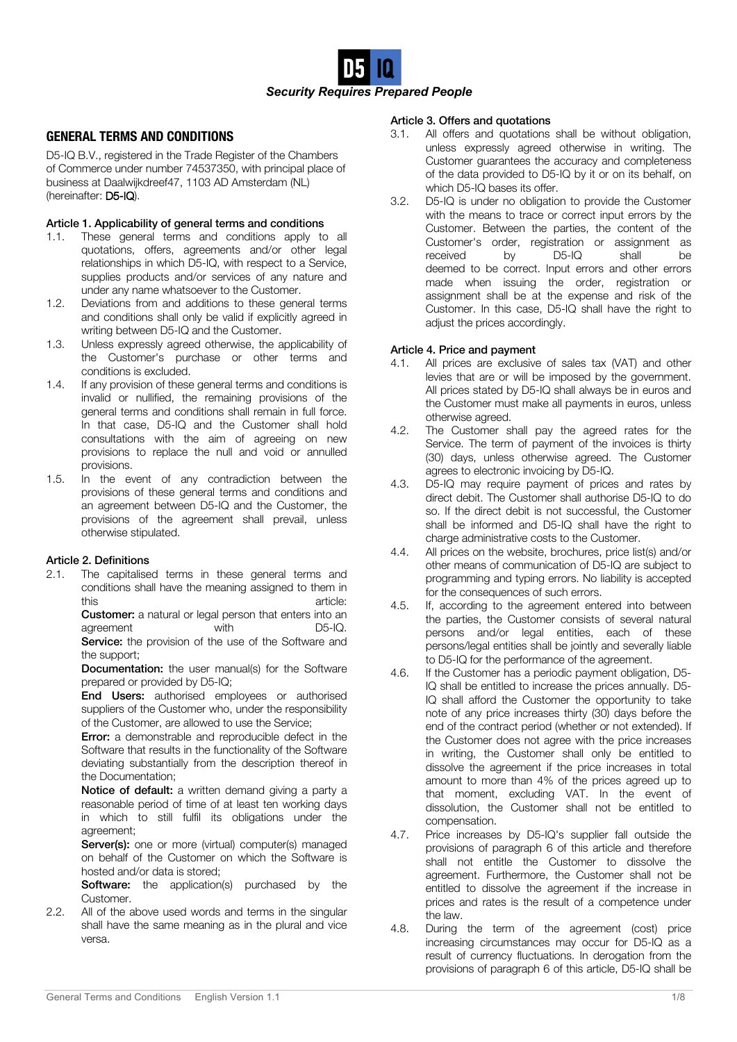*Security Requires Prepared People*

# GENERAL TERMS AND CONDITIONS

D5-IQ B.V., registered in the Trade Register of the Chambers of Commerce under number 74537350, with principal place of business at Daalwijkdreef47, 1103 AD Amsterdam (NL) (hereinafter: **D5-IQ**).

### Article 1. Applicability of general terms and conditions

1.1. These general terms and conditions apply to all quotations, offers, agreements and/or other legal relationships in which D5-IQ, with respect to a Service, supplies products and/or services of any nature and under any name whatsoever to the Customer.

1.2. Deviations from and additions to these general terms and conditions shall only be valid if explicitly agreed in writing between D5-IQ and the Customer.

1.3. Unless expressly agreed otherwise, the applicability of the Customer's purchase or other terms and conditions is excluded.

1.4. If any provision of these general terms and conditions is invalid or nullified, the remaining provisions of the general terms and conditions shall remain in full force. In that case, D5-IQ and the Customer shall hold consultations with the aim of agreeing on new provisions to replace the null and void or annulled provisions.

1.5. In the event of any contradiction between the provisions of these general terms and conditions and an agreement between D5-IQ and the Customer, the provisions of the agreement shall prevail, unless otherwise stipulated.

### Article 2. Definitions

2.1. The capitalised terms in these general terms and conditions shall have the meaning assigned to them in this article:

**Customer:** a natural or legal person that enters into an agreement with D5-IQ.

**Service:** the provision of the use of the Software and the support;

**Documentation:** the user manual(s) for the Software prepared or provided by D5-IQ;

**End Users:** authorised employees or authorised suppliers of the Customer who, under the responsibility of the Customer, are allowed to use the Service;

**Error:** a demonstrable and reproducible defect in the Software that results in the functionality of the Software deviating substantially from the description thereof in the Documentation;

**Notice of default:** a written demand giving a party a reasonable period of time of at least ten working days in which to still fulfil its obligations under the agreement;

**Server(s):** one or more (virtual) computer(s) managed on behalf of the Customer on which the Software is hosted and/or data is stored;

**Software:** the application(s) purchased by the Customer.

2.2. All of the above used words and terms in the singular shall have the same meaning as in the plural and vice versa.

### Article 3. Offers and quotations

3.1. All offers and quotations shall be without obligation, unless expressly agreed otherwise in writing. The Customer guarantees the accuracy and completeness of the data provided to D5-IQ by it or on its behalf, on which D5-IQ bases its offer.

3.2. D5-IQ is under no obligation to provide the Customer with the means to trace or correct input errors by the Customer. Between the parties, the content of the Customer's order, registration or assignment as received by D5-IQ shall be deemed to be correct. Input errors and other errors made when issuing the order, registration or assignment shall be at the expense and risk of the Customer. In this case, D5-IQ shall have the right to adjust the prices accordingly.

### Article 4. Price and payment

4.1. All prices are exclusive of sales tax (VAT) and other levies that are or will be imposed by the government. All prices stated by D5-IQ shall always be in euros and the Customer must make all payments in euros, unless otherwise agreed.

4.2. The Customer shall pay the agreed rates for the Service. The term of payment of the invoices is thirty (30) days, unless otherwise agreed. The Customer agrees to electronic invoicing by D5-IQ.

4.3. D5-IQ may require payment of prices and rates by direct debit. The Customer shall authorise D5-IQ to do so. If the direct debit is not successful, the Customer shall be informed and D5-IQ shall have the right to charge administrative costs to the Customer.

4.4. All prices on the website, brochures, price list(s) and/or other means of communication of D5-IQ are subject to programming and typing errors. No liability is accepted for the consequences of such errors.

4.5. If, according to the agreement entered into between the parties, the Customer consists of several natural persons and/or legal entities, each of these persons/legal entities shall be jointly and severally liable to D5-IQ for the performance of the agreement.

4.6. If the Customer has a periodic payment obligation, D5-IQ shall be entitled to increase the prices annually. D5-IQ shall afford the Customer the opportunity to take note of any price increases thirty (30) days before the end of the contract period (whether or not extended). If the Customer does not agree with the price increases in writing, the Customer shall only be entitled to dissolve the agreement if the price increases in total amount to more than 4% of the prices agreed up to that moment, excluding VAT. In the event of dissolution, the Customer shall not be entitled to compensation.

4.7. Price increases by D5-IQ's supplier fall outside the provisions of paragraph 6 of this article and therefore shall not entitle the Customer to dissolve the agreement. Furthermore, the Customer shall not be entitled to dissolve the agreement if the increase in prices and rates is the result of a competence under the law.

4.8. During the term of the agreement (cost) price increasing circumstances may occur for D5-IQ as a result of currency fluctuations. In derogation from the provisions of paragraph 6 of this article, D5-IQ shall be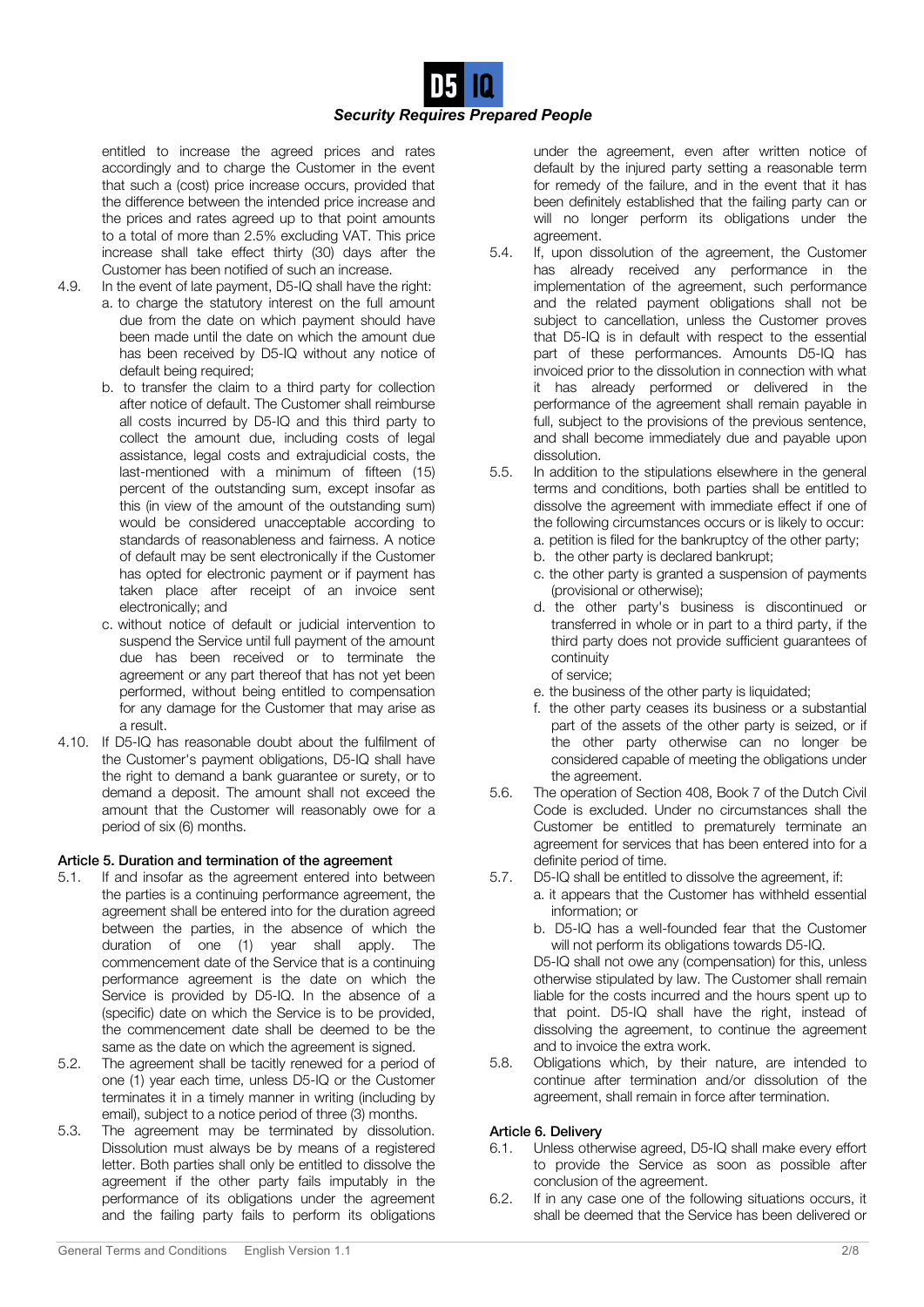entitled to increase the agreed prices and rates accordingly and to charge the Customer in the event that such a (cost) price increase occurs, provided that the difference between the intended price increase and the prices and rates agreed up to that point amounts to a total of more than 2.5% excluding VAT. This price increase shall take effect thirty (30) days after the Customer has been notified of such an increase.

4.9. In the event of late payment, D5-IQ shall have the right:
   a. to charge the statutory interest on the full amount due from the date on which payment should have been made until the date on which the amount due has been received by D5-IQ without any notice of default being required;
   b. to transfer the claim to a third party for collection after notice of default. The Customer shall reimburse all costs incurred by D5-IQ and this third party to collect the amount due, including costs of legal assistance, legal costs and extrajudicial costs, the last-mentioned with a minimum of fifteen (15) percent of the outstanding sum, except insofar as this (in view of the amount of the outstanding sum) would be considered unacceptable according to standards of reasonableness and fairness. A notice of default may be sent electronically if the Customer has opted for electronic payment or if payment has taken place after receipt of an invoice sent electronically; and
   c. without notice of default or judicial intervention to suspend the Service until full payment of the amount due has been received or to terminate the agreement or any part thereof that has not yet been performed, without being entitled to compensation for any damage for the Customer that may arise as a result.

4.10. If D5-IQ has reasonable doubt about the fulfilment of the Customer's payment obligations, D5-IQ shall have the right to demand a bank guarantee or surety, or to demand a deposit. The amount shall not exceed the amount that the Customer will reasonably owe for a period of six (6) months.

**Article 5. Duration and termination of the agreement**

5.1. If and insofar as the agreement entered into between the parties is a continuing performance agreement, the agreement shall be entered into for the duration agreed between the parties, in the absence of which the duration of one (1) year shall apply. The commencement date of the Service that is a continuing performance agreement is the date on which the Service is provided by D5-IQ. In the absence of a (specific) date on which the Service is to be provided, the commencement date shall be deemed to be the same as the date on which the agreement is signed.

5.2. The agreement shall be tacitly renewed for a period of one (1) year each time, unless D5-IQ or the Customer terminates it in a timely manner in writing (including by email), subject to a notice period of three (3) months.

5.3. The agreement may be terminated by dissolution. Dissolution must always be by means of a registered letter. Both parties shall only be entitled to dissolve the agreement if the other party fails imputably in the performance of its obligations under the agreement and the failing party fails to perform its obligations under the agreement, even after written notice of default by the injured party setting a reasonable term for remedy of the failure, and in the event that it has been definitely established that the failing party can or will no longer perform its obligations under the agreement.

5.4. If, upon dissolution of the agreement, the Customer has already received any performance in the implementation of the agreement, such performance and the related payment obligations shall not be subject to cancellation, unless the Customer proves that D5-IQ is in default with respect to the essential part of these performances. Amounts D5-IQ has invoiced prior to the dissolution in connection with what it has already performed or delivered in the performance of the agreement shall remain payable in full, subject to the provisions of the previous sentence, and shall become immediately due and payable upon dissolution.

5.5. In addition to the stipulations elsewhere in the general terms and conditions, both parties shall be entitled to dissolve the agreement with immediate effect if one of the following circumstances occurs or is likely to occur:
   a. a petition is filed for the bankruptcy of the other party;
   b. the other party is declared bankrupt;
   c. the other party is granted a suspension of payments (provisional or otherwise);
   d. the other party's business is discontinued or transferred in whole or in part to a third party, if the third party does not provide sufficient guarantees of continuity of service;
   e. the business of the other party is liquidated;
   f. the other party ceases its business or a substantial part of the assets of the other party is seized, or if the other party otherwise can no longer be considered capable of meeting the obligations under the agreement.

5.6. The operation of Section 408, Book 7 of the Dutch Civil Code is excluded. Under no circumstances shall the Customer be entitled to prematurely terminate an agreement for services that has been entered into for a definite period of time.

5.7. D5-IQ shall be entitled to dissolve the agreement, if:
   a. it appears that the Customer has withheld essential information; or
   b. D5-IQ has a well-founded fear that the Customer will not perform its obligations towards D5-IQ.

   D5-IQ shall not owe any (compensation) for this, unless otherwise stipulated by law. The Customer shall remain liable for the costs incurred and the hours spent up to that point. D5-IQ shall have the right, instead of dissolving the agreement, to continue the agreement and to invoice the extra work.

5.8. Obligations which, by their nature, are intended to continue after termination and/or dissolution of the agreement, shall remain in force after termination.

**Article 6. Delivery**

6.1. Unless otherwise agreed, D5-IQ shall make every effort to provide the Service as soon as possible after conclusion of the agreement.

6.2. If in any case one of the following situations occurs, it shall be deemed that the Service has been delivered or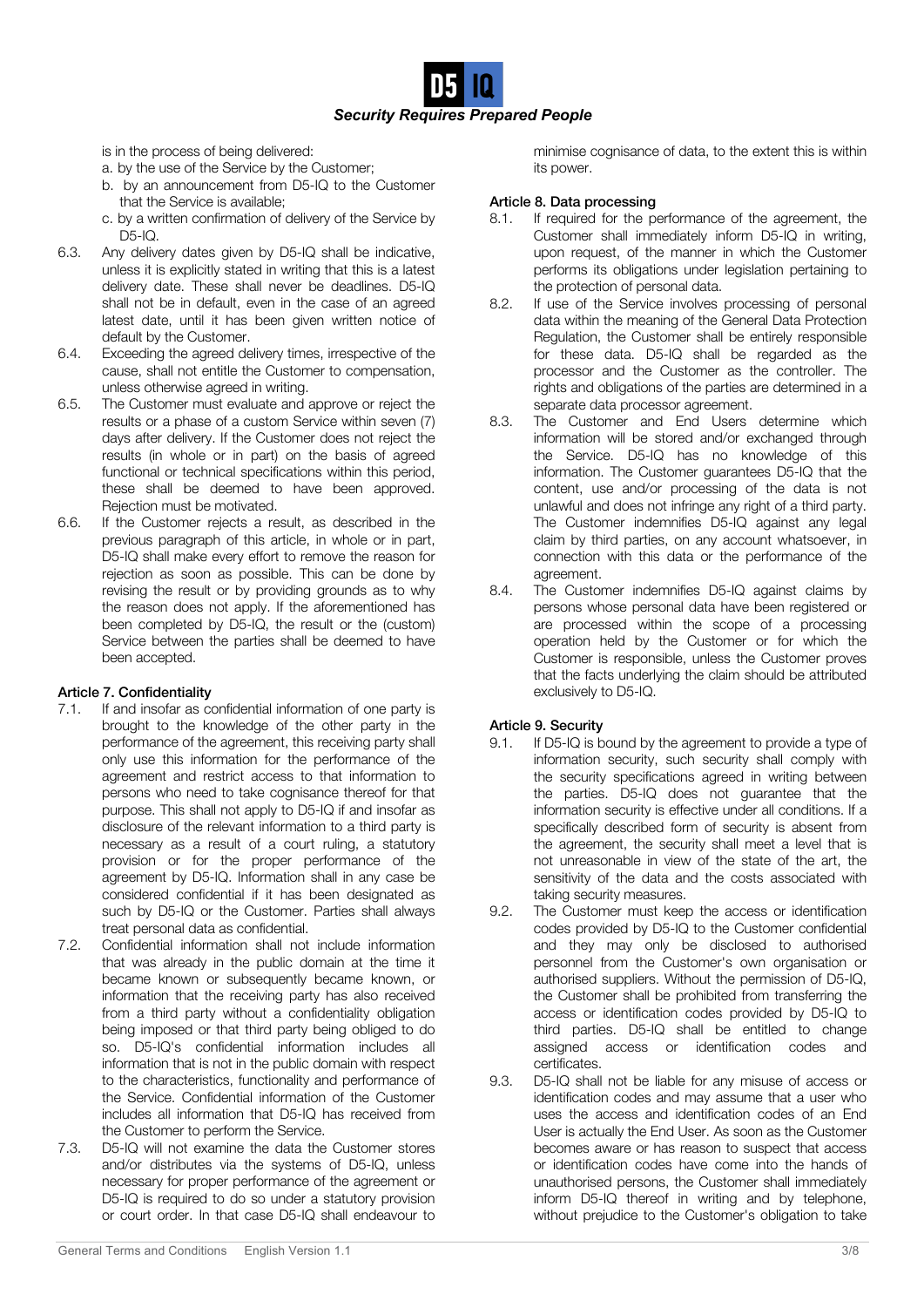is in the process of being delivered:

a. by the use of the Service by the Customer;
b. by an announcement from D5-IQ to the Customer that the Service is available;
c. by a written confirmation of delivery of the Service by D5-IQ.

6.3. Any delivery dates given by D5-IQ shall be indicative, unless it is explicitly stated in writing that this is a latest delivery date. These shall never be deadlines. D5-IQ shall not be in default, even in the case of an agreed latest date, until it has been given written notice of default by the Customer.

6.4. Exceeding the agreed delivery times, irrespective of the cause, shall not entitle the Customer to compensation, unless otherwise agreed in writing.

6.5. The Customer must evaluate and approve or reject the results or a phase of a custom Service within seven (7) days after delivery. If the Customer does not reject the results (in whole or in part) on the basis of agreed functional or technical specifications within this period, these shall be deemed to have been approved. Rejection must be motivated.

6.6. If the Customer rejects a result, as described in the previous paragraph of this article, in whole or in part, D5-IQ shall make every effort to remove the reason for rejection as soon as possible. This can be done by revising the result or by providing grounds as to why the reason does not apply. If the aforementioned has been completed by D5-IQ, the result or the (custom) Service between the parties shall be deemed to have been accepted.

**Article 7. Confidentiality**

7.1. If and insofar as confidential information of one party is brought to the knowledge of the other party in the performance of the agreement, this receiving party shall only use this information for the performance of the agreement and restrict access to that information to persons who need to take cognisance thereof for that purpose. This shall not apply to D5-IQ if and insofar as disclosure of the relevant information to a third party is necessary as a result of a court ruling, a statutory provision or for the proper performance of the agreement by D5-IQ. Information shall in any case be considered confidential if it has been designated as such by D5-IQ or the Customer. Parties shall always treat personal data as confidential.

7.2. Confidential information shall not include information that was already in the public domain at the time it became known or subsequently became known, or information that the receiving party has also received from a third party without a confidentiality obligation being imposed or that third party being obliged to do so. D5-IQ's confidential information includes all information that is not in the public domain with respect to the characteristics, functionality and performance of the Service. Confidential information of the Customer includes all information that D5-IQ has received from the Customer to perform the Service.

7.3. D5-IQ will not examine the data the Customer stores and/or distributes via the systems of D5-IQ, unless necessary for proper performance of the agreement or D5-IQ is required to do so under a statutory provision or court order. In that case D5-IQ shall endeavour to minimise cognisance of data, to the extent this is within its power.

**Article 8. Data processing**

8.1. If required for the performance of the agreement, the Customer shall immediately inform D5-IQ in writing, upon request, of the manner in which the Customer performs its obligations under legislation pertaining to the protection of personal data.

8.2. If use of the Service involves processing of personal data within the meaning of the General Data Protection Regulation, the Customer shall be entirely responsible for these data. D5-IQ shall be regarded as the processor and the Customer as the controller. The rights and obligations of the parties are determined in a separate data processor agreement.

8.3. The Customer and End Users determine which information will be stored and/or exchanged through the Service. D5-IQ has no knowledge of this information. The Customer guarantees D5-IQ that the content, use and/or processing of the data is not unlawful and does not infringe any right of a third party. The Customer indemnifies D5-IQ against any legal claim by third parties, on any account whatsoever, in connection with this data or the performance of the agreement.

8.4. The Customer indemnifies D5-IQ against claims by persons whose personal data have been registered or are processed within the scope of a processing operation held by the Customer or for which the Customer is responsible, unless the Customer proves that the facts underlying the claim should be attributed exclusively to D5-IQ.

**Article 9. Security**

9.1. If D5-IQ is bound by the agreement to provide a type of information security, such security shall comply with the security specifications agreed in writing between the parties. D5-IQ does not guarantee that the information security is effective under all conditions. If a specifically described form of security is absent from the agreement, the security shall meet a level that is not unreasonable in view of the state of the art, the sensitivity of the data and the costs associated with taking security measures.

9.2. The Customer must keep the access or identification codes provided by D5-IQ to the Customer confidential and they may only be disclosed to authorised personnel from the Customer's own organisation or authorised suppliers. Without the permission of D5-IQ, the Customer shall be prohibited from transferring the access or identification codes provided by D5-IQ to third parties. D5-IQ shall be entitled to change assigned access or identification codes and certificates.

9.3. D5-IQ shall not be liable for any misuse of access or identification codes and may assume that a user who uses the access and identification codes of an End User is actually the End User. As soon as the Customer becomes aware or has reason to suspect that access or identification codes have come into the hands of unauthorised persons, the Customer shall immediately inform D5-IQ thereof in writing and by telephone, without prejudice to the Customer's obligation to take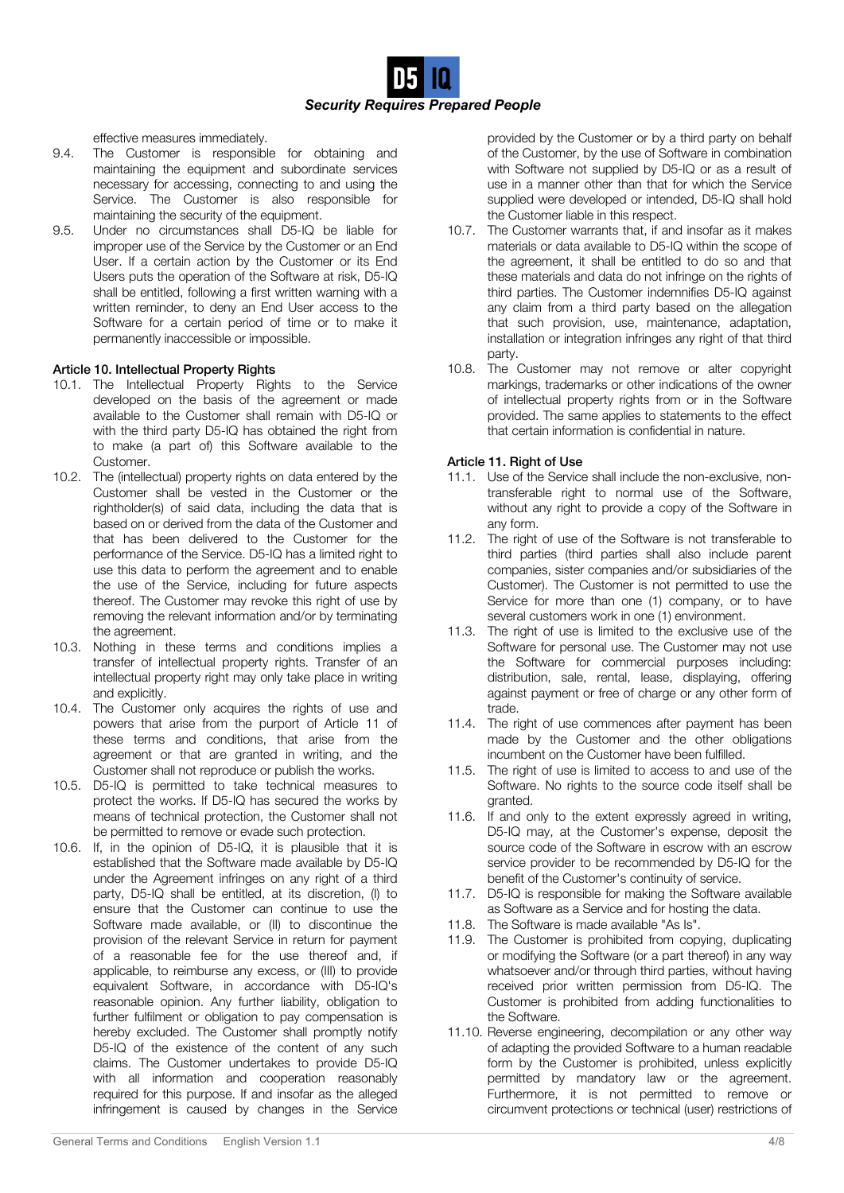effective measures immediately.

9.4. The Customer is responsible for obtaining and maintaining the equipment and subordinate services necessary for accessing, connecting to and using the Service. The Customer is also responsible for maintaining the security of the equipment.

9.5. Under no circumstances shall D5-IQ be liable for improper use of the Service by the Customer or an End User. If a certain action by the Customer or its End Users puts the operation of the Software at risk, D5-IQ shall be entitled, following a first written warning with a written reminder, to deny an End User access to the Software for a certain period of time or to make it permanently inaccessible or impossible.

**Article 10. Intellectual Property Rights**

10.1. The Intellectual Property Rights to the Service developed on the basis of the agreement or made available to the Customer shall remain with D5-IQ or with the third party D5-IQ has obtained the right from to make (a part of) this Software available to the Customer.

10.2. The (intellectual) property rights on data entered by the Customer shall be vested in the Customer or the rightholder(s) of said data, including the data that is based on or derived from the data of the Customer and that has been delivered to the Customer for the performance of the Service. D5-IQ has a limited right to use this data to perform the agreement and to enable the use of the Service, including for future aspects thereof. The Customer may revoke this right of use by removing the relevant information and/or by terminating the agreement.

10.3. Nothing in these terms and conditions implies a transfer of intellectual property rights. Transfer of an intellectual property right may only take place in writing and explicitly.

10.4. The Customer only acquires the rights of use and powers that arise from the purport of Article 11 of these terms and conditions, that arise from the agreement or that are granted in writing, and the Customer shall not reproduce or publish the works.

10.5. D5-IQ is permitted to take technical measures to protect the works. If D5-IQ has secured the works by means of technical protection, the Customer shall not be permitted to remove or evade such protection.

10.6. If, in the opinion of D5-IQ, it is plausible that it is established that the Software made available by D5-IQ under the Agreement infringes on any right of a third party, D5-IQ shall be entitled, at its discretion, (I) to ensure that the Customer can continue to use the Software made available, or (II) to discontinue the provision of the relevant Service in return for payment of a reasonable fee for the use thereof and, if applicable, to reimburse any excess, or (III) to provide equivalent Software, in accordance with D5-IQ's reasonable opinion. Any further liability, obligation to further fulfilment or obligation to pay compensation is hereby excluded. The Customer shall promptly notify D5-IQ of the existence of the content of any such claims. The Customer undertakes to provide D5-IQ with all information and cooperation reasonably required for this purpose. If and insofar as the alleged infringement is caused by changes in the Service provided by the Customer or by a third party on behalf of the Customer, by the use of Software in combination with Software not supplied by D5-IQ or as a result of use in a manner other than that for which the Service supplied were developed or intended, D5-IQ shall hold the Customer liable in this respect.

10.7. The Customer warrants that, if and insofar as it makes materials or data available to D5-IQ within the scope of the agreement, it shall be entitled to do so and that these materials and data do not infringe on the rights of third parties. The Customer indemnifies D5-IQ against any claim from a third party based on the allegation that such provision, use, maintenance, adaptation, installation or integration infringes any right of that third party.

10.8. The Customer may not remove or alter copyright markings, trademarks or other indications of the owner of intellectual property rights from or in the Software provided. The same applies to statements to the effect that certain information is confidential in nature.

**Article 11. Right of Use**

11.1. Use of the Service shall include the non-exclusive, non-transferable right to normal use of the Software, without any right to provide a copy of the Software in any form.

11.2. The right of use of the Software is not transferable to third parties (third parties shall also include parent companies, sister companies and/or subsidiaries of the Customer). The Customer is not permitted to use the Service for more than one (1) company, or to have several customers work in one (1) environment.

11.3. The right of use is limited to the exclusive use of the Software for personal use. The Customer may not use the Software for commercial purposes including: distribution, sale, rental, lease, displaying, offering against payment or free of charge or any other form of trade.

11.4. The right of use commences after payment has been made by the Customer and the other obligations incumbent on the Customer have been fulfilled.

11.5. The right of use is limited to access to and use of the Software. No rights to the source code itself shall be granted.

11.6. If and only to the extent expressly agreed in writing, D5-IQ may, at the Customer's expense, deposit the source code of the Software in escrow with an escrow service provider to be recommended by D5-IQ for the benefit of the Customer's continuity of service.

11.7. D5-IQ is responsible for making the Software available as Software as a Service and for hosting the data.

11.8. The Software is made available "As Is".

11.9. The Customer is prohibited from copying, duplicating or modifying the Software (or a part thereof) in any way whatsoever and/or through third parties, without having received prior written permission from D5-IQ. The Customer is prohibited from adding functionalities to the Software.

11.10. Reverse engineering, decompilation or any other way of adapting the provided Software to a human readable form by the Customer is prohibited, unless explicitly permitted by mandatory law or the agreement. Furthermore, it is not permitted to remove or circumvent protections or technical (user) restrictions of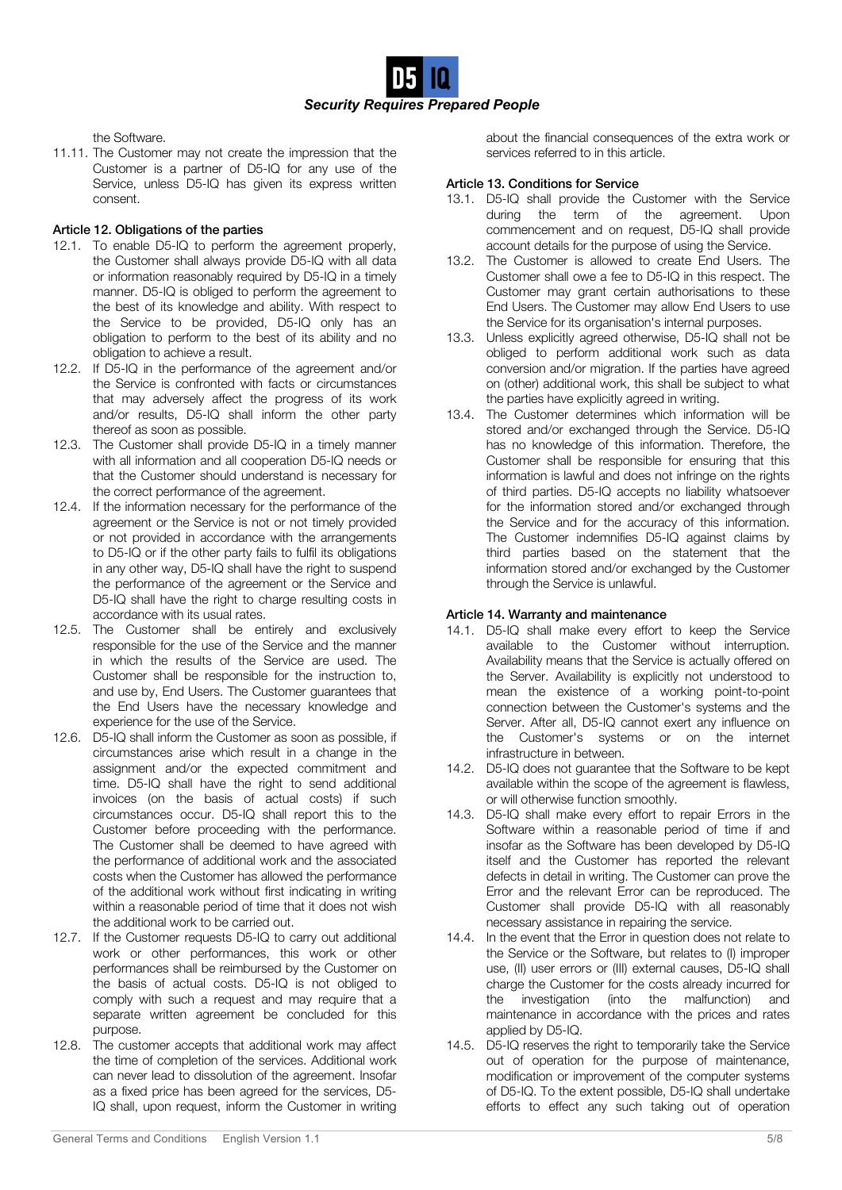the Software.

11.11. The Customer may not create the impression that the Customer is a partner of D5-IQ for any use of the Service, unless D5-IQ has given its express written consent.

### Article 12. Obligations of the parties

12.1. To enable D5-IQ to perform the agreement properly, the Customer shall always provide D5-IQ with all data or information reasonably required by D5-IQ in a timely manner. D5-IQ is obliged to perform the agreement to the best of its knowledge and ability. With respect to the Service to be provided, D5-IQ only has an obligation to perform to the best of its ability and no obligation to achieve a result.

12.2. If D5-IQ in the performance of the agreement and/or the Service is confronted with facts or circumstances that may adversely affect the progress of its work and/or results, D5-IQ shall inform the other party thereof as soon as possible.

12.3. The Customer shall provide D5-IQ in a timely manner with all information and all cooperation D5-IQ needs or that the Customer should understand is necessary for the correct performance of the agreement.

12.4. If the information necessary for the performance of the agreement or the Service is not or not timely provided or not provided in accordance with the arrangements to D5-IQ or if the other party fails to fulfil its obligations in any other way, D5-IQ shall have the right to suspend the performance of the agreement or the Service and D5-IQ shall have the right to charge resulting costs in accordance with its usual rates.

12.5. The Customer shall be entirely and exclusively responsible for the use of the Service and the manner in which the results of the Service are used. The Customer shall be responsible for the instruction to, and use by, End Users. The Customer guarantees that the End Users have the necessary knowledge and experience for the use of the Service.

12.6. D5-IQ shall inform the Customer as soon as possible, if circumstances arise which result in a change in the assignment and/or the expected commitment and time. D5-IQ shall have the right to send additional invoices (on the basis of actual costs) if such circumstances occur. D5-IQ shall report this to the Customer before proceeding with the performance. The Customer shall be deemed to have agreed with the performance of additional work and the associated costs when the Customer has allowed the performance of the additional work without first indicating in writing within a reasonable period of time that it does not wish the additional work to be carried out.

12.7. If the Customer requests D5-IQ to carry out additional work or other performances, this work or other performances shall be reimbursed by the Customer on the basis of actual costs. D5-IQ is not obliged to comply with such a request and may require that a separate written agreement be concluded for this purpose.

12.8. The customer accepts that additional work may affect the time of completion of the services. Additional work can never lead to dissolution of the agreement. Insofar as a fixed price has been agreed for the services, D5-IQ shall, upon request, inform the Customer in writing about the financial consequences of the extra work or services referred to in this article.

### Article 13. Conditions for Service

13.1. D5-IQ shall provide the Customer with the Service during the term of the agreement. Upon commencement and on request, D5-IQ shall provide account details for the purpose of using the Service.

13.2. The Customer is allowed to create End Users. The Customer shall owe a fee to D5-IQ in this respect. The Customer may grant certain authorisations to these End Users. The Customer may allow End Users to use the Service for its organisation's internal purposes.

13.3. Unless explicitly agreed otherwise, D5-IQ shall not be obliged to perform additional work such as data conversion and/or migration. If the parties have agreed on (other) additional work, this shall be subject to what the parties have explicitly agreed in writing.

13.4. The Customer determines which information will be stored and/or exchanged through the Service. D5-IQ has no knowledge of this information. Therefore, the Customer shall be responsible for ensuring that this information is lawful and does not infringe on the rights of third parties. D5-IQ accepts no liability whatsoever for the information stored and/or exchanged through the Service and for the accuracy of this information. The Customer indemnifies D5-IQ against claims by third parties based on the statement that the information stored and/or exchanged by the Customer through the Service is unlawful.

### Article 14. Warranty and maintenance

14.1. D5-IQ shall make every effort to keep the Service available to the Customer without interruption. Availability means that the Service is actually offered on the Server. Availability is explicitly not understood to mean the existence of a working point-to-point connection between the Customer's systems and the Server. After all, D5-IQ cannot exert any influence on the Customer's systems or on the internet infrastructure in between.

14.2. D5-IQ does not guarantee that the Software to be kept available within the scope of the agreement is flawless, or will otherwise function smoothly.

14.3. D5-IQ shall make every effort to repair Errors in the Software within a reasonable period of time if and insofar as the Software has been developed by D5-IQ itself and the Customer has reported the relevant defects in detail in writing. The Customer can prove the Error and the relevant Error can be reproduced. The Customer shall provide D5-IQ with all reasonably necessary assistance in repairing the service.

14.4. In the event that the Error in question does not relate to the Service or the Software, but relates to (I) improper use, (II) user errors or (III) external causes, D5-IQ shall charge the Customer for the costs already incurred for the investigation (into the malfunction) and maintenance in accordance with the prices and rates applied by D5-IQ.

14.5. D5-IQ reserves the right to temporarily take the Service out of operation for the purpose of maintenance, modification or improvement of the computer systems of D5-IQ. To the extent possible, D5-IQ shall undertake efforts to effect any such taking out of operation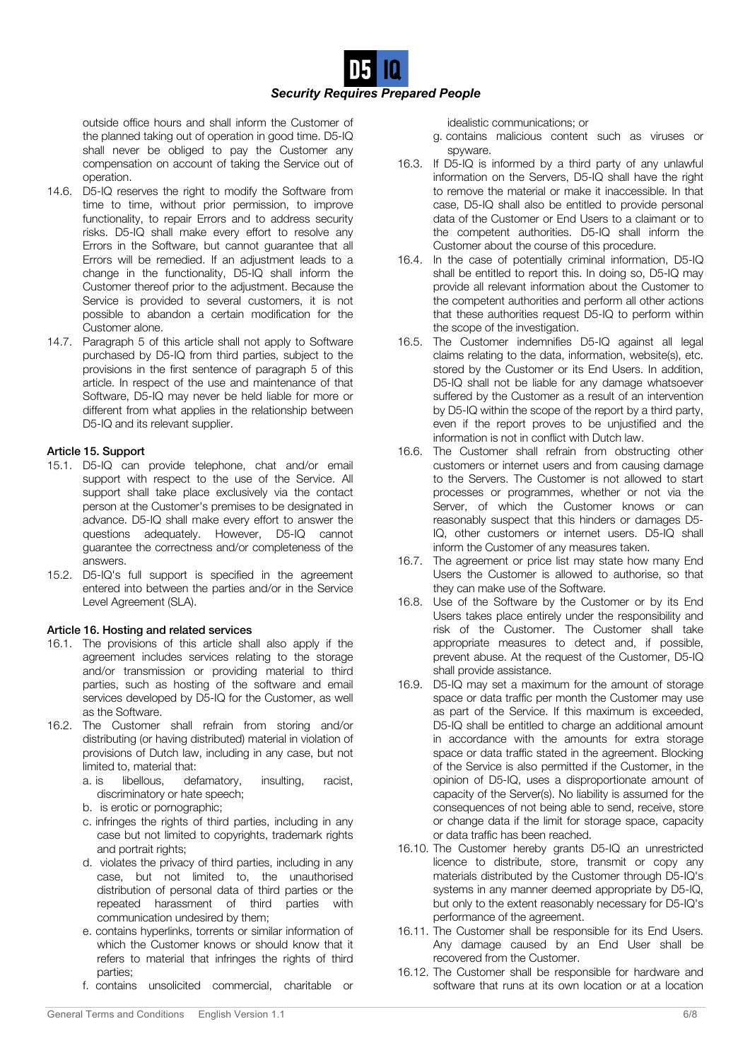outside office hours and shall inform the Customer of the planned taking out of operation in good time. D5-IQ shall never be obliged to pay the Customer any compensation on account of taking the Service out of operation.

14.6. D5-IQ reserves the right to modify the Software from time to time, without prior permission, to improve functionality, to repair Errors and to address security risks. D5-IQ shall make every effort to resolve any Errors in the Software, but cannot guarantee that all Errors will be remedied. If an adjustment leads to a change in the functionality, D5-IQ shall inform the Customer thereof prior to the adjustment. Because the Service is provided to several customers, it is not possible to abandon a certain modification for the Customer alone.

14.7. Paragraph 5 of this article shall not apply to Software purchased by D5-IQ from third parties, subject to the provisions in the first sentence of paragraph 5 of this article. In respect of the use and maintenance of that Software, D5-IQ may never be held liable for more or different from what applies in the relationship between D5-IQ and its relevant supplier.

**Article 15. Support**

15.1. D5-IQ can provide telephone, chat and/or email support with respect to the use of the Service. All support shall take place exclusively via the contact person at the Customer's premises to be designated in advance. D5-IQ shall make every effort to answer the questions adequately. However, D5-IQ cannot guarantee the correctness and/or completeness of the answers.

15.2. D5-IQ's full support is specified in the agreement entered into between the parties and/or in the Service Level Agreement (SLA).

**Article 16. Hosting and related services**

16.1. The provisions of this article shall also apply if the agreement includes services relating to the storage and/or transmission or providing material to third parties, such as hosting of the software and email services developed by D5-IQ for the Customer, as well as the Software.

16.2. The Customer shall refrain from storing and/or distributing (or having distributed) material in violation of provisions of Dutch law, including in any case, but not limited to, material that:
   a. is libellous, defamatory, insulting, racist, discriminatory or hate speech;
   b. is erotic or pornographic;
   c. infringes the rights of third parties, including in any case but not limited to copyrights, trademark rights and portrait rights;
   d. violates the privacy of third parties, including in any case, but not limited to, the unauthorised distribution of personal data of third parties or the repeated harassment of third parties with communication undesired by them;
   e. contains hyperlinks, torrents or similar information of which the Customer knows or should know that it refers to material that infringes the rights of third parties;
   f. contains unsolicited commercial, charitable or idealistic communications; or
   g. contains malicious content such as viruses or spyware.

16.3. If D5-IQ is informed by a third party of any unlawful information on the Servers, D5-IQ shall have the right to remove the material or make it inaccessible. In that case, D5-IQ shall also be entitled to provide personal data of the Customer or End Users to a claimant or to the competent authorities. D5-IQ shall inform the Customer about the course of this procedure.

16.4. In the case of potentially criminal information, D5-IQ shall be entitled to report this. In doing so, D5-IQ may provide all relevant information about the Customer to the competent authorities and perform all other actions that these authorities request D5-IQ to perform within the scope of the investigation.

16.5. The Customer indemnifies D5-IQ against all legal claims relating to the data, information, website(s), etc. stored by the Customer or its End Users. In addition, D5-IQ shall not be liable for any damage whatsoever suffered by the Customer as a result of an intervention by D5-IQ within the scope of the report by a third party, even if the report proves to be unjustified and the information is not in conflict with Dutch law.

16.6. The Customer shall refrain from obstructing other customers or internet users and from causing damage to the Servers. The Customer is not allowed to start processes or programmes, whether or not via the Server, of which the Customer knows or can reasonably suspect that this hinders or damages D5-IQ, other customers or internet users. D5-IQ shall inform the Customer of any measures taken.

16.7. The agreement or price list may state how many End Users the Customer is allowed to authorise, so that they can make use of the Software.

16.8. Use of the Software by the Customer or by its End Users takes place entirely under the responsibility and risk of the Customer. The Customer shall take appropriate measures to detect and, if possible, prevent abuse. At the request of the Customer, D5-IQ shall provide assistance.

16.9. D5-IQ may set a maximum for the amount of storage space or data traffic per month the Customer may use as part of the Service. If this maximum is exceeded, D5-IQ shall be entitled to charge an additional amount in accordance with the amounts for extra storage space or data traffic stated in the agreement. Blocking of the Service is also permitted if the Customer, in the opinion of D5-IQ, uses a disproportionate amount of capacity of the Server(s). No liability is assumed for the consequences of not being able to send, receive, store or change data if the limit for storage space, capacity or data traffic has been reached.

16.10. The Customer hereby grants D5-IQ an unrestricted licence to distribute, store, transmit or copy any materials distributed by the Customer through D5-IQ's systems in any manner deemed appropriate by D5-IQ, but only to the extent reasonably necessary for D5-IQ's performance of the agreement.

16.11. The Customer shall be responsible for its End Users. Any damage caused by an End User shall be recovered from the Customer.

16.12. The Customer shall be responsible for hardware and software that runs at its own location or at a location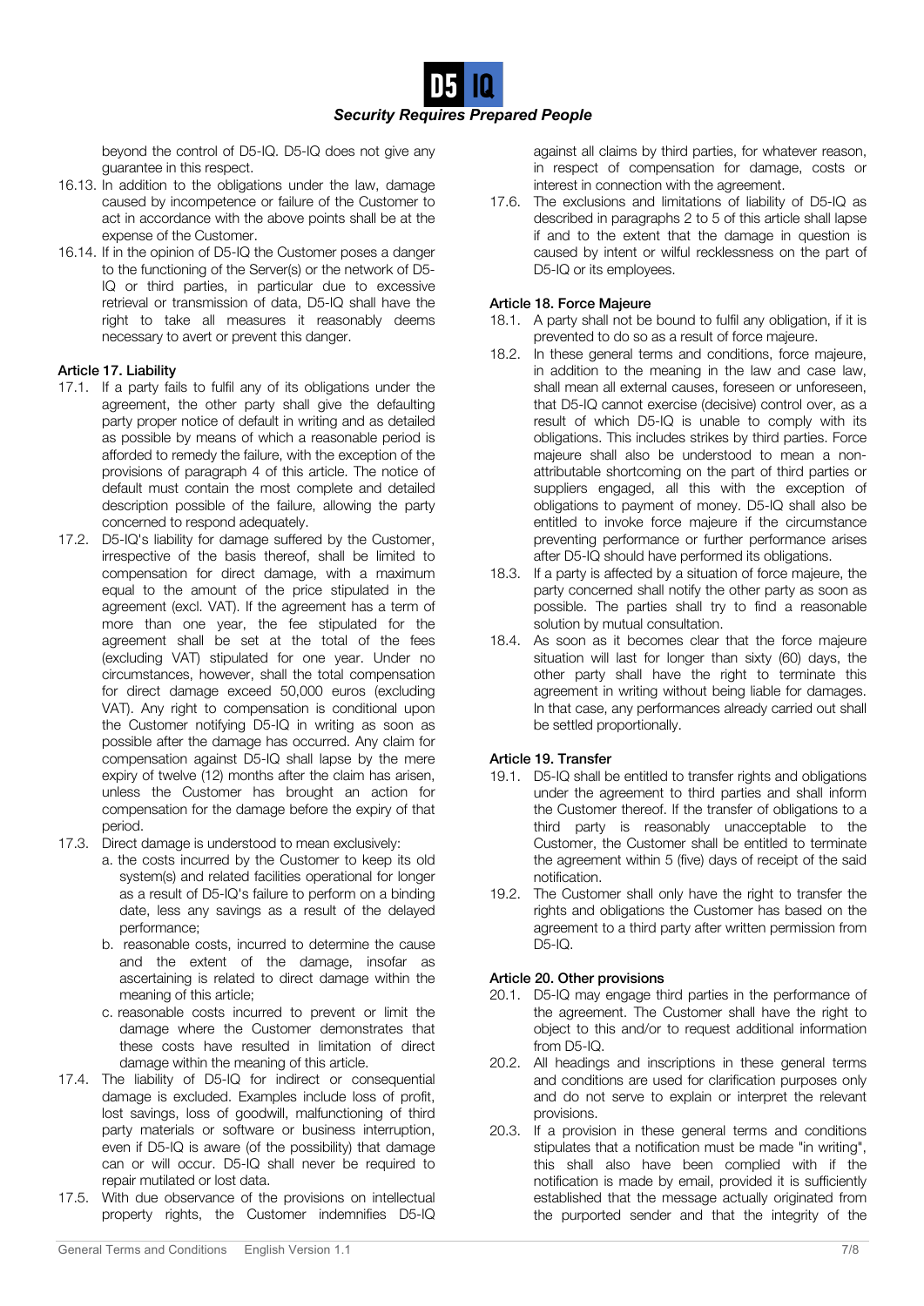beyond the control of D5-IQ. D5-IQ does not give any guarantee in this respect.

16.13. In addition to the obligations under the law, damage caused by incompetence or failure of the Customer to act in accordance with the above points shall be at the expense of the Customer.

16.14. If in the opinion of D5-IQ the Customer poses a danger to the functioning of the Server(s) or the network of D5-IQ or third parties, in particular due to excessive retrieval or transmission of data, D5-IQ shall have the right to take all measures it reasonably deems necessary to avert or prevent this danger.

**Article 17. Liability**

17.1. If a party fails to fulfil any of its obligations under the agreement, the other party shall give the defaulting party proper notice of default in writing and as detailed as possible by means of which a reasonable period is afforded to remedy the failure, with the exception of the provisions of paragraph 4 of this article. The notice of default must contain the most complete and detailed description possible of the failure, allowing the party concerned to respond adequately.

17.2. D5-IQ's liability for damage suffered by the Customer, irrespective of the basis thereof, shall be limited to compensation for direct damage, with a maximum equal to the amount of the price stipulated in the agreement (excl. VAT). If the agreement has a term of more than one year, the fee stipulated for the agreement shall be set at the total of the fees (excluding VAT) stipulated for one year. Under no circumstances, however, shall the total compensation for direct damage exceed 50,000 euros (excluding VAT). Any right to compensation is conditional upon the Customer notifying D5-IQ in writing as soon as possible after the damage has occurred. Any claim for compensation against D5-IQ shall lapse by the mere expiry of twelve (12) months after the claim has arisen, unless the Customer has brought an action for compensation for the damage before the expiry of that period.

17.3. Direct damage is understood to mean exclusively:
   a. the costs incurred by the Customer to keep its old system(s) and related facilities operational for longer as a result of D5-IQ's failure to perform on a binding date, less any savings as a result of the delayed performance;
   b. reasonable costs, incurred to determine the cause and the extent of the damage, insofar as ascertaining is related to direct damage within the meaning of this article;
   c. reasonable costs incurred to prevent or limit the damage where the Customer demonstrates that these costs have resulted in limitation of direct damage within the meaning of this article.

17.4. The liability of D5-IQ for indirect or consequential damage is excluded. Examples include loss of profit, lost savings, loss of goodwill, malfunctioning of third party materials or software or business interruption, even if D5-IQ is aware (of the possibility) that damage can or will occur. D5-IQ shall never be required to repair mutilated or lost data.

17.5. With due observance of the provisions on intellectual property rights, the Customer indemnifies D5-IQ against all claims by third parties, for whatever reason, in respect of compensation for damage, costs or interest in connection with the agreement.

17.6. The exclusions and limitations of liability of D5-IQ as described in paragraphs 2 to 5 of this article shall lapse if and to the extent that the damage in question is caused by intent or wilful recklessness on the part of D5-IQ or its employees.

**Article 18. Force Majeure**

18.1. A party shall not be bound to fulfil any obligation, if it is prevented to do so as a result of force majeure.

18.2. In these general terms and conditions, force majeure, in addition to the meaning in the law and case law, shall mean all external causes, foreseen or unforeseen, that D5-IQ cannot exercise (decisive) control over, as a result of which D5-IQ is unable to comply with its obligations. This includes strikes by third parties. Force majeure shall also be understood to mean a non-attributable shortcoming on the part of third parties or suppliers engaged, all this with the exception of obligations to payment of money. D5-IQ shall also be entitled to invoke force majeure if the circumstance preventing performance or further performance arises after D5-IQ should have performed its obligations.

18.3. If a party is affected by a situation of force majeure, the party concerned shall notify the other party as soon as possible. The parties shall try to find a reasonable solution by mutual consultation.

18.4. As soon as it becomes clear that the force majeure situation will last for longer than sixty (60) days, the other party shall have the right to terminate this agreement in writing without being liable for damages. In that case, any performances already carried out shall be settled proportionally.

**Article 19. Transfer**

19.1. D5-IQ shall be entitled to transfer rights and obligations under the agreement to third parties and shall inform the Customer thereof. If the transfer of obligations to a third party is reasonably unacceptable to the Customer, the Customer shall be entitled to terminate the agreement within 5 (five) days of receipt of the said notification.

19.2. The Customer shall only have the right to transfer the rights and obligations the Customer has based on the agreement to a third party after written permission from D5-IQ.

**Article 20. Other provisions**

20.1. D5-IQ may engage third parties in the performance of the agreement. The Customer shall have the right to object to this and/or to request additional information from D5-IQ.

20.2. All headings and inscriptions in these general terms and conditions are used for clarification purposes only and do not serve to explain or interpret the relevant provisions.

20.3. If a provision in these general terms and conditions stipulates that a notification must be made "in writing", this shall also have been complied with if the notification is made by email, provided it is sufficiently established that the message actually originated from the purported sender and that the integrity of the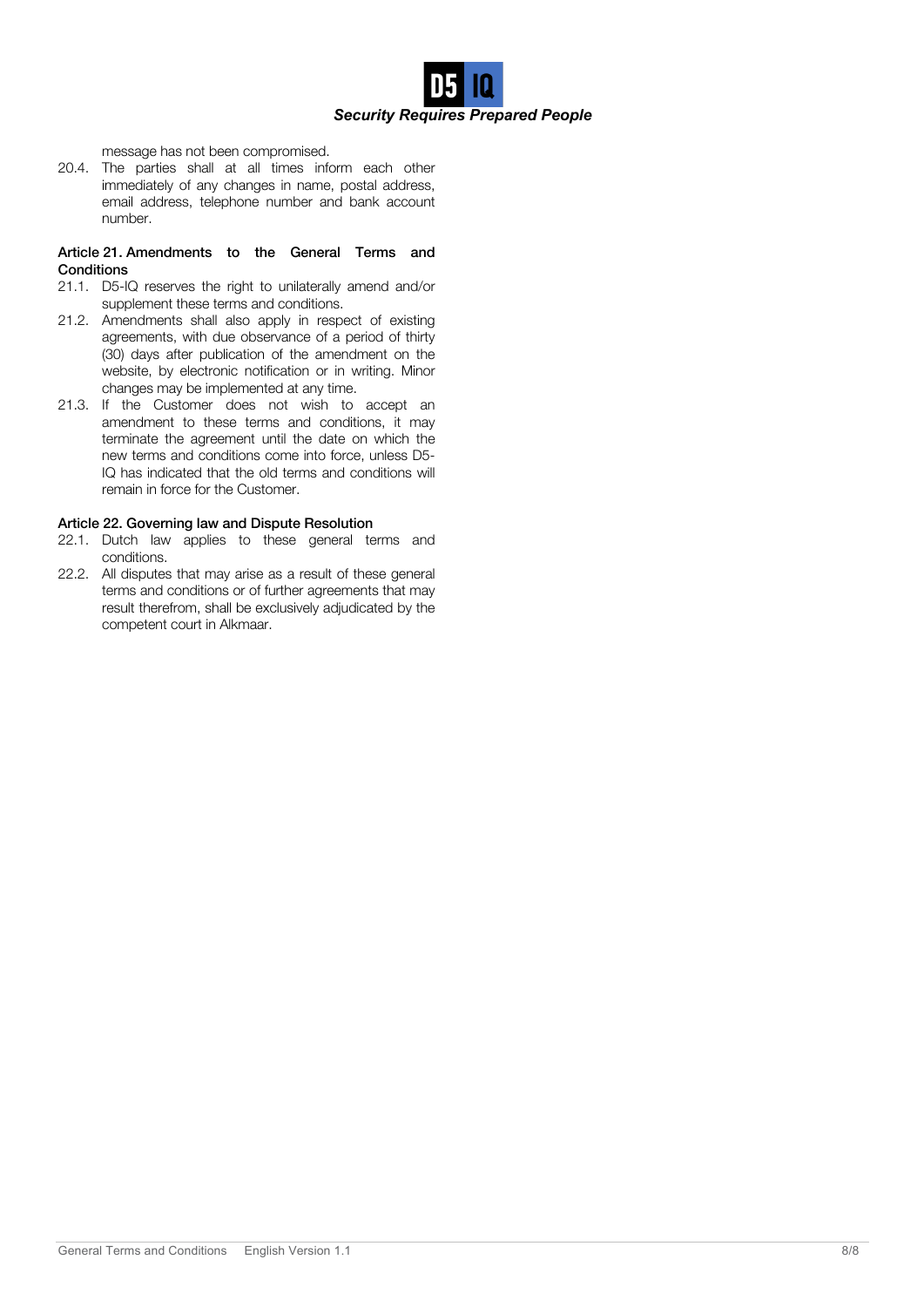message has not been compromised.

20.4. The parties shall at all times inform each other immediately of any changes in name, postal address, email address, telephone number and bank account number.

**Article 21. Amendments to the General Terms and Conditions**

21.1. D5-IQ reserves the right to unilaterally amend and/or supplement these terms and conditions.

21.2. Amendments shall also apply in respect of existing agreements, with due observance of a period of thirty (30) days after publication of the amendment on the website, by electronic notification or in writing. Minor changes may be implemented at any time.

21.3. If the Customer does not wish to accept an amendment to these terms and conditions, it may terminate the agreement until the date on which the new terms and conditions come into force, unless D5-IQ has indicated that the old terms and conditions will remain in force for the Customer.

**Article 22. Governing law and Dispute Resolution**

22.1. Dutch law applies to these general terms and conditions.

22.2. All disputes that may arise as a result of these general terms and conditions or of further agreements that may result therefrom, shall be exclusively adjudicated by the competent court in Alkmaar.